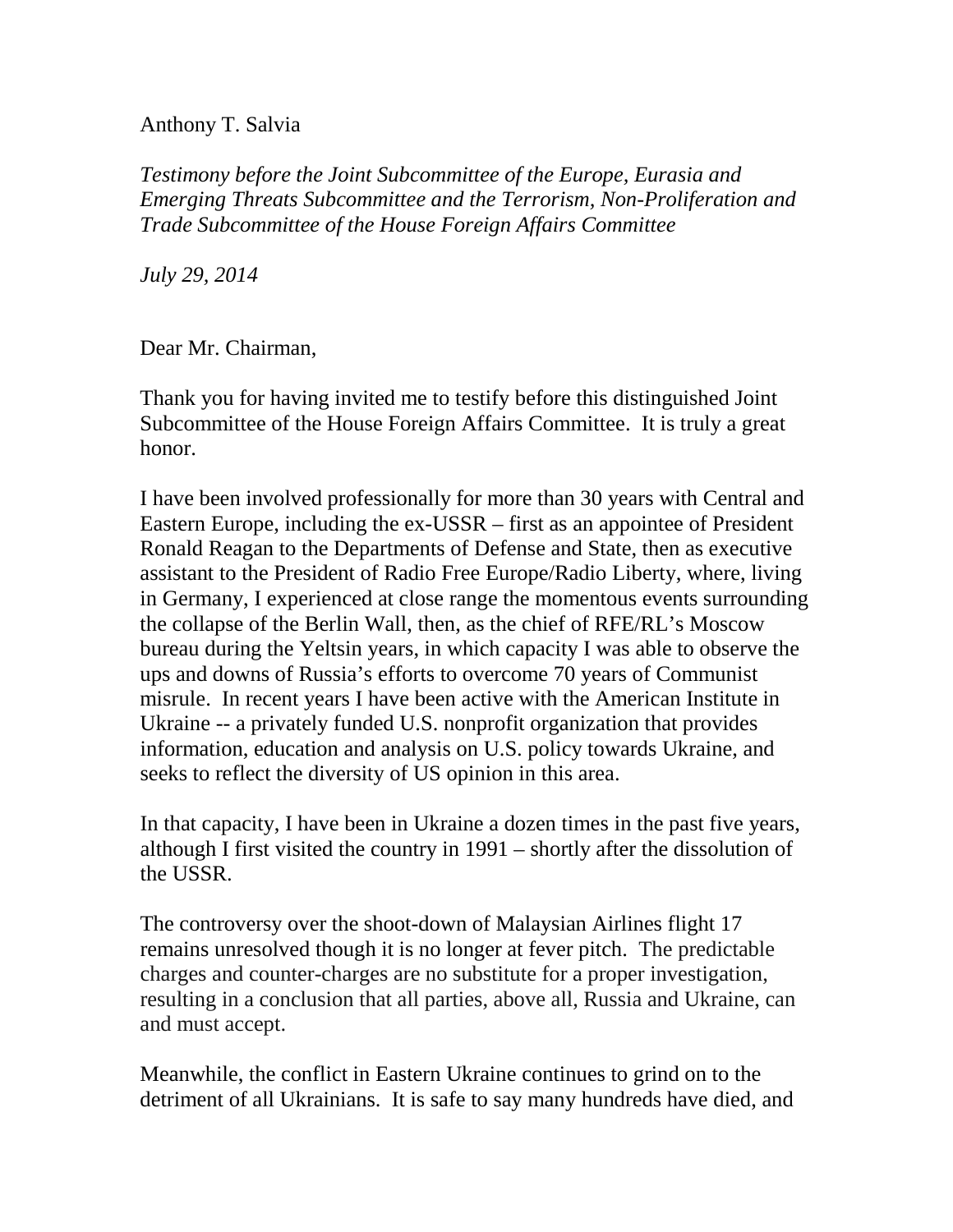Anthony T. Salvia

*Testimony before the Joint Subcommittee of the Europe, Eurasia and Emerging Threats Subcommittee and the Terrorism, Non-Proliferation and Trade Subcommittee of the House Foreign Affairs Committee*

*July 29, 2014*

Dear Mr. Chairman,

Thank you for having invited me to testify before this distinguished Joint Subcommittee of the House Foreign Affairs Committee. It is truly a great honor.

I have been involved professionally for more than 30 years with Central and Eastern Europe, including the ex-USSR – first as an appointee of President Ronald Reagan to the Departments of Defense and State, then as executive assistant to the President of Radio Free Europe/Radio Liberty, where, living in Germany, I experienced at close range the momentous events surrounding the collapse of the Berlin Wall, then, as the chief of RFE/RL's Moscow bureau during the Yeltsin years, in which capacity I was able to observe the ups and downs of Russia's efforts to overcome 70 years of Communist misrule. In recent years I have been active with the American Institute in Ukraine -- a privately funded U.S. nonprofit organization that provides information, education and analysis on U.S. policy towards Ukraine, and seeks to reflect the diversity of US opinion in this area.

In that capacity, I have been in Ukraine a dozen times in the past five years, although I first visited the country in 1991 – shortly after the dissolution of the USSR.

The controversy over the shoot-down of Malaysian Airlines flight 17 remains unresolved though it is no longer at fever pitch. The predictable charges and counter-charges are no substitute for a proper investigation, resulting in a conclusion that all parties, above all, Russia and Ukraine, can and must accept.

Meanwhile, the conflict in Eastern Ukraine continues to grind on to the detriment of all Ukrainians. It is safe to say many hundreds have died, and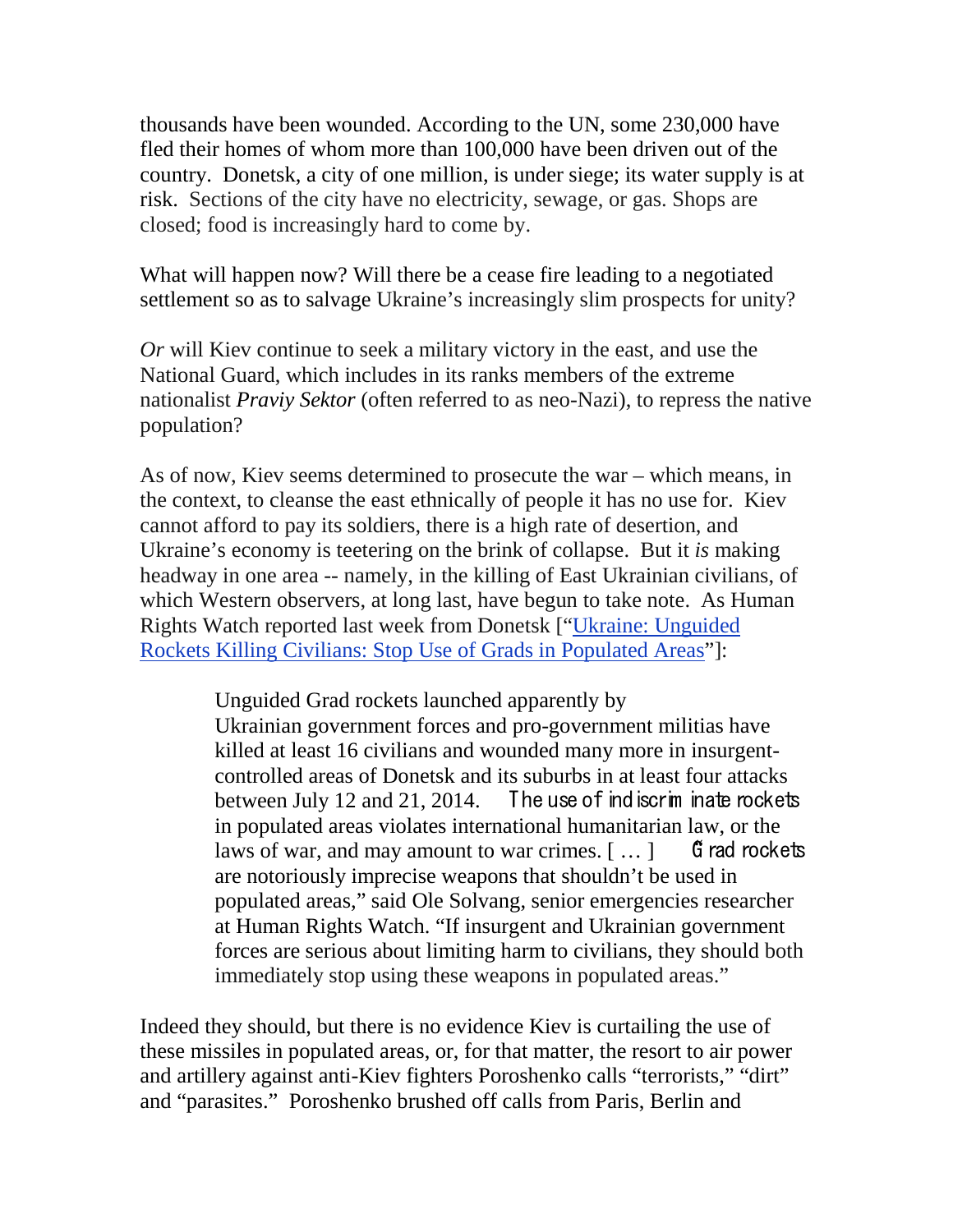thousands have been wounded. According to the UN, some 230,000 have fled their homes of whom more than 100,000 have been driven out of the country. Donetsk, a city of one million, is under siege; its water supply is at risk. Sections of the city have no electricity, sewage, or gas. Shops are closed; food is increasingly hard to come by.

What will happen now? Will there be a cease fire leading to a negotiated settlement so as to salvage Ukraine's increasingly slim prospects for unity?

*Or* will Kiev continue to seek a military victory in the east, and use the National Guard, which includes in its ranks members of the extreme nationalist *Praviy Sektor* (often referred to as neo-Nazi), to repress the native population?

As of now, Kiev seems determined to prosecute the war – which means, in the context, to cleanse the east ethnically of people it has no use for. Kiev cannot afford to pay its soldiers, there is a high rate of desertion, and Ukraine's economy is teetering on the brink of collapse. But it *is* making headway in one area -- namely, in the killing of East Ukrainian civilians, of which Western observers, at long last, have begun to take note. As Human Rights Watch reported last week from Donetsk ["[Ukraine: Unguided Rockets Killing Civilians: Stop Use of Grads in Populated Areas]()"]:

> Unguided Grad rockets launched apparently by Ukrainian government forces and pro-government militias have killed at least 16 civilians and wounded many more in insurgent-controlled areas of Donetsk and its suburbs in at least four attacks between July 12 and 21, 2014. The use of indiscriminate rockets in populated areas violates international humanitarian law, or the laws of war, and may amount to war crimes. [ … ] Grad rockets are notoriously imprecise weapons that shouldn't be used in populated areas," said Ole Solvang, senior emergencies researcher at Human Rights Watch. "If insurgent and Ukrainian government forces are serious about limiting harm to civilians, they should both immediately stop using these weapons in populated areas."

Indeed they should, but there is no evidence Kiev is curtailing the use of these missiles in populated areas, or, for that matter, the resort to air power and artillery against anti-Kiev fighters Poroshenko calls "terrorists," "dirt" and "parasites." Poroshenko brushed off calls from Paris, Berlin and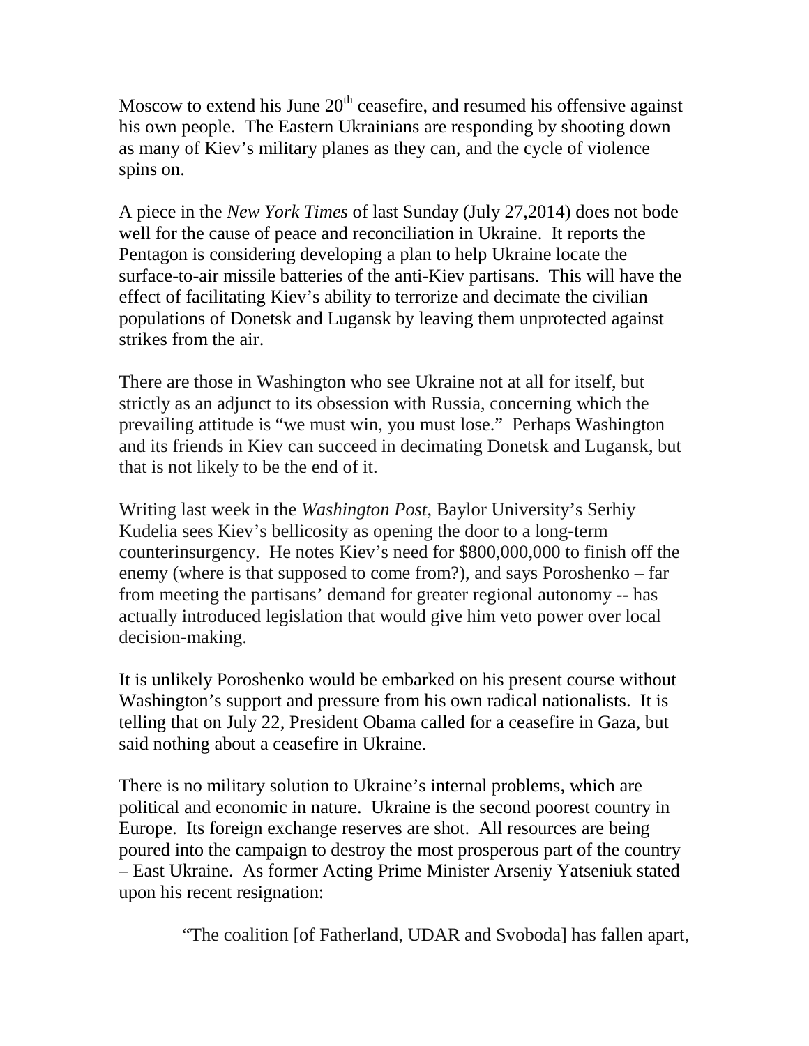Moscow to extend his June 20th ceasefire, and resumed his offensive against his own people. The Eastern Ukrainians are responding by shooting down as many of Kiev's military planes as they can, and the cycle of violence spins on.

A piece in the *New York Times* of last Sunday (July 27,2014) does not bode well for the cause of peace and reconciliation in Ukraine. It reports the Pentagon is considering developing a plan to help Ukraine locate the surface-to-air missile batteries of the anti-Kiev partisans. This will have the effect of facilitating Kiev's ability to terrorize and decimate the civilian populations of Donetsk and Lugansk by leaving them unprotected against strikes from the air.

There are those in Washington who see Ukraine not at all for itself, but strictly as an adjunct to its obsession with Russia, concerning which the prevailing attitude is "we must win, you must lose." Perhaps Washington and its friends in Kiev can succeed in decimating Donetsk and Lugansk, but that is not likely to be the end of it.

Writing last week in the *Washington Post*, Baylor University's Serhiy Kudelia sees Kiev's bellicosity as opening the door to a long-term counterinsurgency. He notes Kiev's need for $800,000,000 to finish off the enemy (where is that supposed to come from?), and says Poroshenko – far from meeting the partisans' demand for greater regional autonomy -- has actually introduced legislation that would give him veto power over local decision-making.

It is unlikely Poroshenko would be embarked on his present course without Washington's support and pressure from his own radical nationalists. It is telling that on July 22, President Obama called for a ceasefire in Gaza, but said nothing about a ceasefire in Ukraine.

There is no military solution to Ukraine's internal problems, which are political and economic in nature. Ukraine is the second poorest country in Europe. Its foreign exchange reserves are shot. All resources are being poured into the campaign to destroy the most prosperous part of the country – East Ukraine. As former Acting Prime Minister Arseniy Yatseniuk stated upon his recent resignation:

> "The coalition [of Fatherland, UDAR and Svoboda] has fallen apart,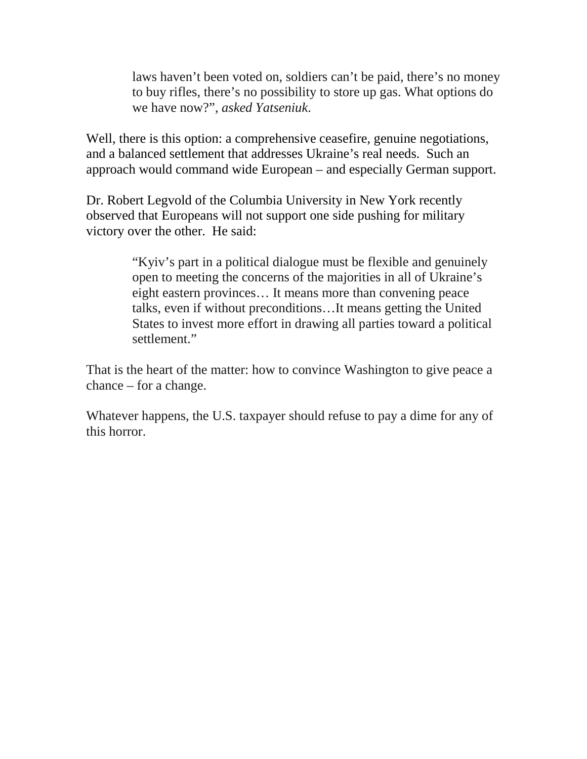> laws haven't been voted on, soldiers can't be paid, there's no money to buy rifles, there's no possibility to store up gas. What options do we have now?", *asked Yatseniuk*.

Well, there is this option: a comprehensive ceasefire, genuine negotiations, and a balanced settlement that addresses Ukraine's real needs. Such an approach would command wide European – and especially German support.

Dr. Robert Legvold of the Columbia University in New York recently observed that Europeans will not support one side pushing for military victory over the other. He said:

> "Kyiv's part in a political dialogue must be flexible and genuinely open to meeting the concerns of the majorities in all of Ukraine's eight eastern provinces… It means more than convening peace talks, even if without preconditions…It means getting the United States to invest more effort in drawing all parties toward a political settlement."

That is the heart of the matter: how to convince Washington to give peace a chance – for a change.

Whatever happens, the U.S. taxpayer should refuse to pay a dime for any of this horror.